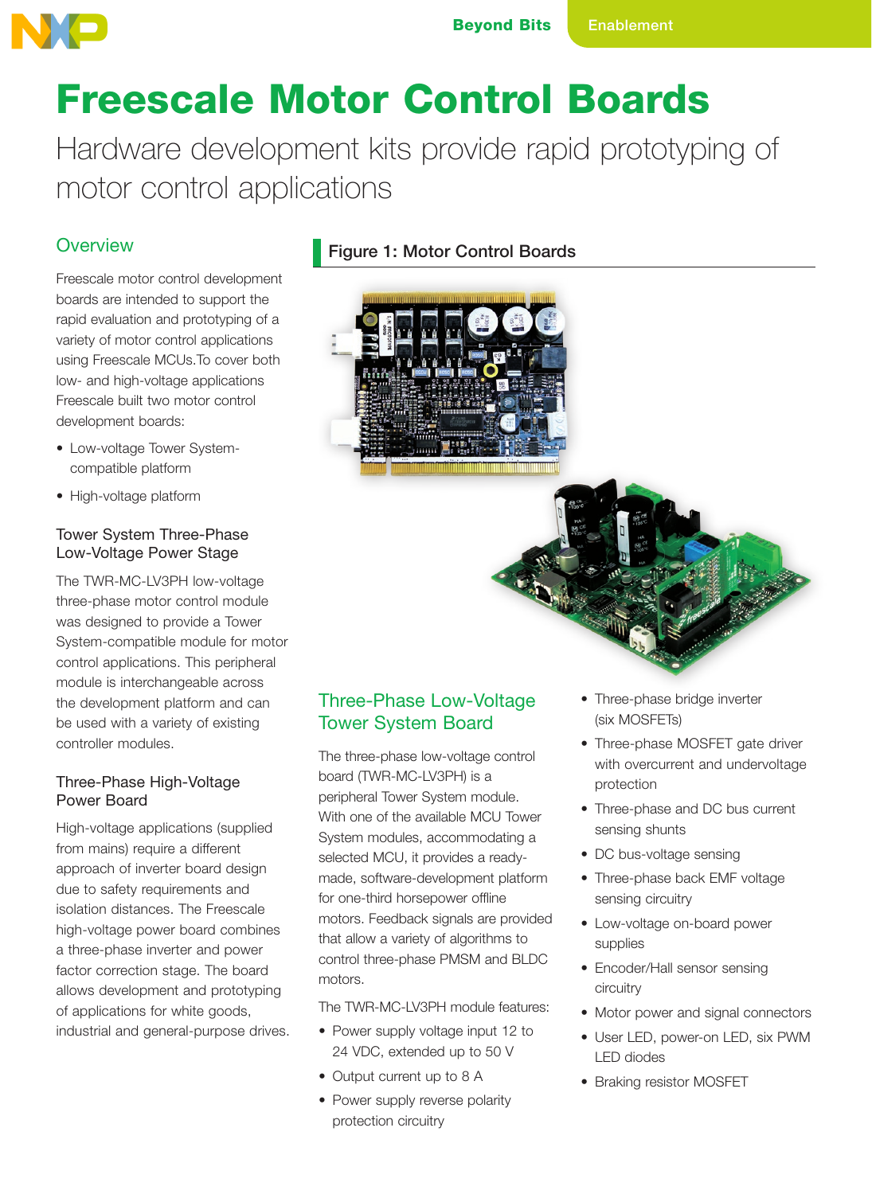# Freescale Motor Control Boards

Hardware development kits provide rapid prototyping of motor control applications

## Overview

Freescale motor control development boards are intended to support the rapid evaluation and prototyping of a variety of motor control applications using Freescale MCUs.To cover both low- and high-voltage applications Freescale built two motor control development boards:

- Low-voltage Tower System-compatible platform
- High-voltage platform

### Tower System Three-Phase Low-Voltage Power Stage

The TWR-MC-LV3PH low-voltage three-phase motor control module was designed to provide a Tower System-compatible module for motor control applications. This peripheral module is interchangeable across the development platform and can be used with a variety of existing controller modules.

### Three-Phase High-Voltage Power Board

High-voltage applications (supplied from mains) require a different approach of inverter board design due to safety requirements and isolation distances. The Freescale high-voltage power board combines a three-phase inverter and power factor correction stage. The board allows development and prototyping of applications for white goods, industrial and general-purpose drives.

**Figure 1: Motor Control Boards**

## Three-Phase Low-Voltage Tower System Board

The three-phase low-voltage control board (TWR-MC-LV3PH) is a peripheral Tower System module. With one of the available MCU Tower System modules, accommodating a selected MCU, it provides a ready-made, software-development platform for one-third horsepower offline motors. Feedback signals are provided that allow a variety of algorithms to control three-phase PMSM and BLDC motors.

The TWR-MC-LV3PH module features:

- Power supply voltage input 12 to 24 VDC, extended up to 50 V
- Output current up to 8 A
- Power supply reverse polarity protection circuitry
- Three-phase bridge inverter (six MOSFETs)
- Three-phase MOSFET gate driver with overcurrent and undervoltage protection
- Three-phase and DC bus current sensing shunts
- DC bus-voltage sensing
- Three-phase back EMF voltage sensing circuitry
- Low-voltage on-board power supplies
- Encoder/Hall sensor sensing circuitry
- Motor power and signal connectors
- User LED, power-on LED, six PWM LED diodes
- Braking resistor MOSFET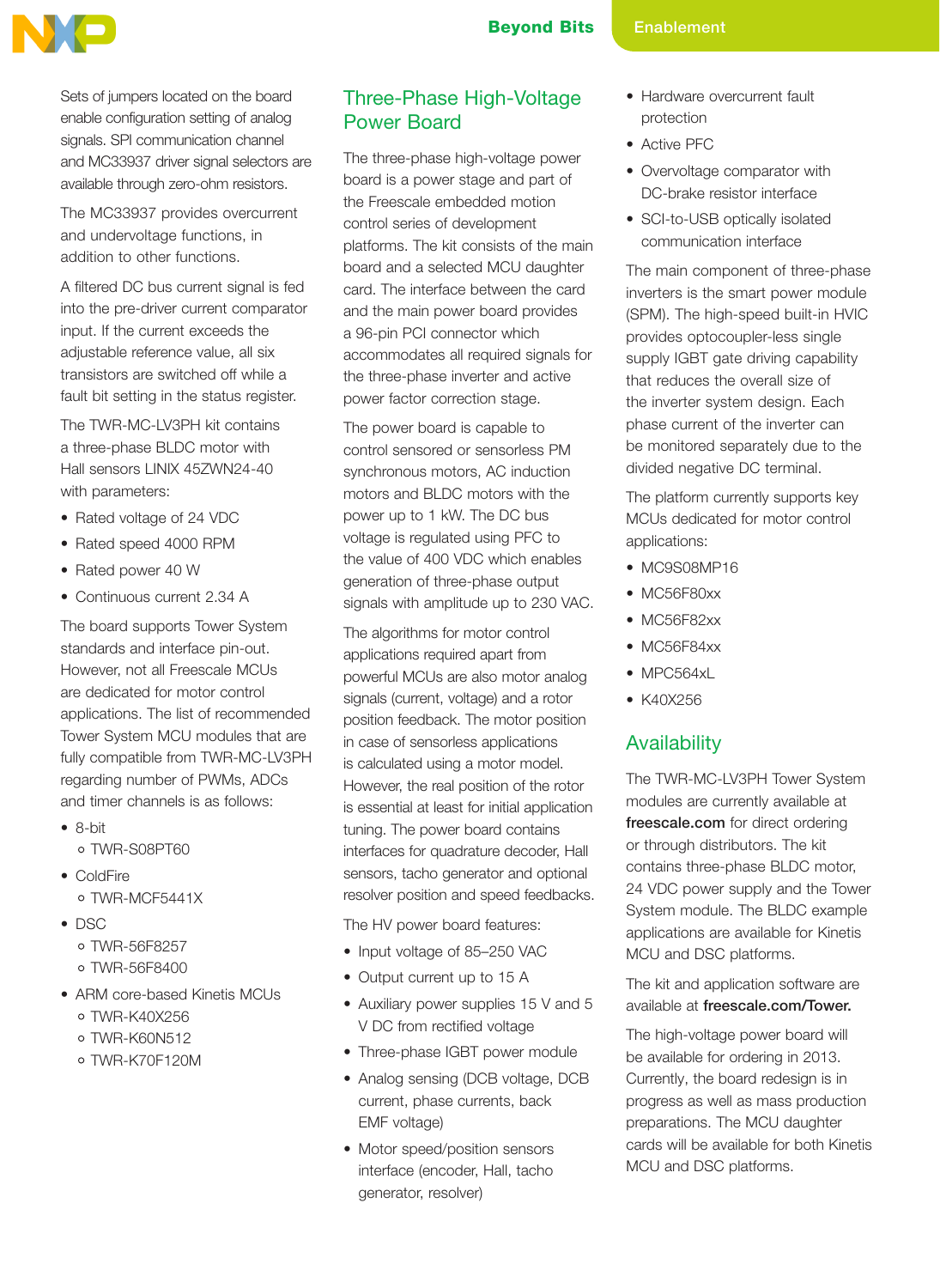Sets of jumpers located on the board enable configuration setting of analog signals. SPI communication channel and MC33937 driver signal selectors are available through zero-ohm resistors.

The MC33937 provides overcurrent and undervoltage functions, in addition to other functions.

A filtered DC bus current signal is fed into the pre-driver current comparator input. If the current exceeds the adjustable reference value, all six transistors are switched off while a fault bit setting in the status register.

The TWR-MC-LV3PH kit contains a three-phase BLDC motor with Hall sensors LINIX 45ZWN24-40 with parameters:

- Rated voltage of 24 VDC
- Rated speed 4000 RPM
- Rated power 40 W
- Continuous current 2.34 A

The board supports Tower System standards and interface pin-out. However, not all Freescale MCUs are dedicated for motor control applications. The list of recommended Tower System MCU modules that are fully compatible from TWR-MC-LV3PH regarding number of PWMs, ADCs and timer channels is as follows:

- 8-bit
  - TWR-S08PT60
- ColdFire
  - TWR-MCF5441X
- DSC
  - TWR-56F8257
  - TWR-56F8400
- ARM core-based Kinetis MCUs
  - TWR-K40X256
  - TWR-K60N512
  - TWR-K70F120M

## Three-Phase High-Voltage Power Board

The three-phase high-voltage power board is a power stage and part of the Freescale embedded motion control series of development platforms. The kit consists of the main board and a selected MCU daughter card. The interface between the card and the main power board provides a 96-pin PCI connector which accommodates all required signals for the three-phase inverter and active power factor correction stage.

The power board is capable to control sensored or sensorless PM synchronous motors, AC induction motors and BLDC motors with the power up to 1 kW. The DC bus voltage is regulated using PFC to the value of 400 VDC which enables generation of three-phase output signals with amplitude up to 230 VAC.

The algorithms for motor control applications required apart from powerful MCUs are also motor analog signals (current, voltage) and a rotor position feedback. The motor position in case of sensorless applications is calculated using a motor model. However, the real position of the rotor is essential at least for initial application tuning. The power board contains interfaces for quadrature decoder, Hall sensors, tacho generator and optional resolver position and speed feedbacks.

The HV power board features:

- Input voltage of 85–250 VAC
- Output current up to 15 A
- Auxiliary power supplies 15 V and 5 V DC from rectified voltage
- Three-phase IGBT power module
- Analog sensing (DCB voltage, DCB current, phase currents, back EMF voltage)
- Motor speed/position sensors interface (encoder, Hall, tacho generator, resolver)
- Hardware overcurrent fault protection
- Active PFC
- Overvoltage comparator with DC-brake resistor interface
- SCI-to-USB optically isolated communication interface

The main component of three-phase inverters is the smart power module (SPM). The high-speed built-in HVIC provides optocoupler-less single supply IGBT gate driving capability that reduces the overall size of the inverter system design. Each phase current of the inverter can be monitored separately due to the divided negative DC terminal.

The platform currently supports key MCUs dedicated for motor control applications:

- MC9S08MP16
- MC56F80xx
- MC56F82xx
- MC56F84xx
- MPC564xL
- K40X256

## Availability

The TWR-MC-LV3PH Tower System modules are currently available at **freescale.com** for direct ordering or through distributors. The kit contains three-phase BLDC motor, 24 VDC power supply and the Tower System module. The BLDC example applications are available for Kinetis MCU and DSC platforms.

The kit and application software are available at **freescale.com/Tower.**

The high-voltage power board will be available for ordering in 2013. Currently, the board redesign is in progress as well as mass production preparations. The MCU daughter cards will be available for both Kinetis MCU and DSC platforms.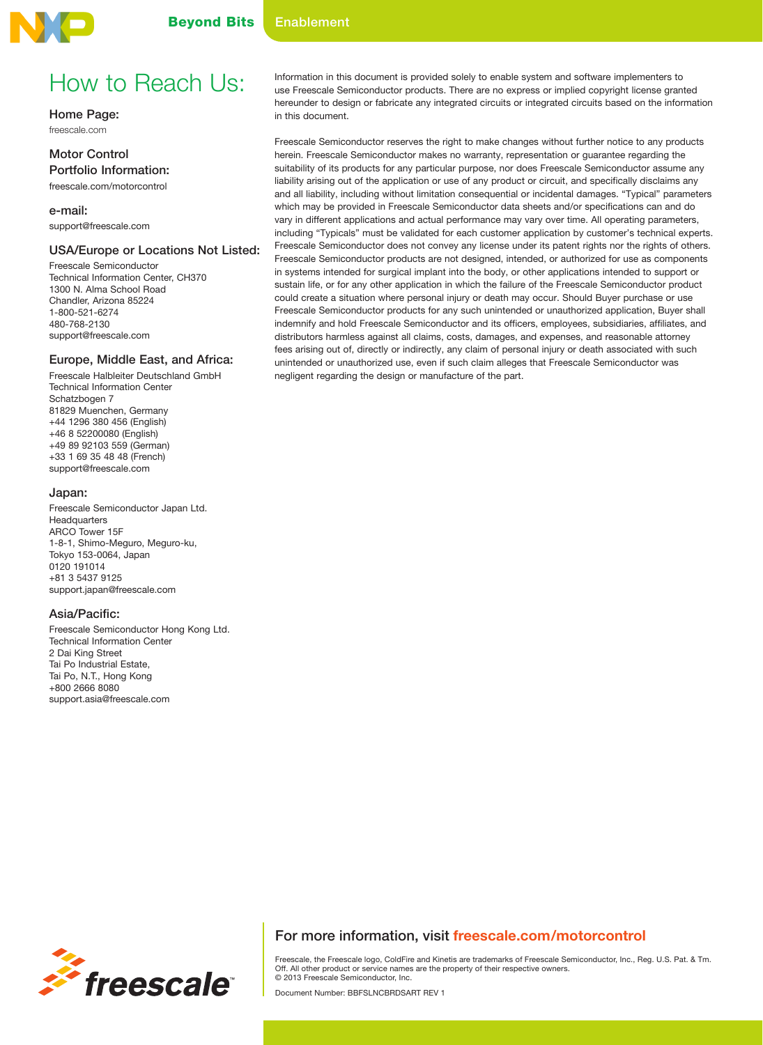# How to Reach Us:

**Home Page:**
freescale.com

**Motor Control Portfolio Information:**
freescale.com/motorcontrol

**e-mail:**
support@freescale.com

**USA/Europe or Locations Not Listed:**
Freescale Semiconductor
Technical Information Center, CH370
1300 N. Alma School Road
Chandler, Arizona 85224
1-800-521-6274
480-768-2130
support@freescale.com

**Europe, Middle East, and Africa:**
Freescale Halbleiter Deutschland GmbH
Technical Information Center
Schatzbogen 7
81829 Muenchen, Germany
+44 1296 380 456 (English)
+46 8 52200080 (English)
+49 89 92103 559 (German)
+33 1 69 35 48 48 (French)
support@freescale.com

**Japan:**
Freescale Semiconductor Japan Ltd.
Headquarters
ARCO Tower 15F
1-8-1, Shimo-Meguro, Meguro-ku,
Tokyo 153-0064, Japan
0120 191014
+81 3 5437 9125
support.japan@freescale.com

**Asia/Pacific:**
Freescale Semiconductor Hong Kong Ltd.
Technical Information Center
2 Dai King Street
Tai Po Industrial Estate,
Tai Po, N.T., Hong Kong
+800 2666 8080
support.asia@freescale.com

Information in this document is provided solely to enable system and software implementers to use Freescale Semiconductor products. There are no express or implied copyright license granted hereunder to design or fabricate any integrated circuits or integrated circuits based on the information in this document.

Freescale Semiconductor reserves the right to make changes without further notice to any products herein. Freescale Semiconductor makes no warranty, representation or guarantee regarding the suitability of its products for any particular purpose, nor does Freescale Semiconductor assume any liability arising out of the application or use of any product or circuit, and specifically disclaims any and all liability, including without limitation consequential or incidental damages. "Typical" parameters which may be provided in Freescale Semiconductor data sheets and/or specifications can and do vary in different applications and actual performance may vary over time. All operating parameters, including "Typicals" must be validated for each customer application by customer's technical experts. Freescale Semiconductor does not convey any license under its patent rights nor the rights of others. Freescale Semiconductor products are not designed, intended, or authorized for use as components in systems intended for surgical implant into the body, or other applications intended to support or sustain life, or for any other application in which the failure of the Freescale Semiconductor product could create a situation where personal injury or death may occur. Should Buyer purchase or use Freescale Semiconductor products for any such unintended or unauthorized application, Buyer shall indemnify and hold Freescale Semiconductor and its officers, employees, subsidiaries, affiliates, and distributors harmless against all claims, costs, damages, and expenses, and reasonable attorney fees arising out of, directly or indirectly, any claim of personal injury or death associated with such unintended or unauthorized use, even if such claim alleges that Freescale Semiconductor was negligent regarding the design or manufacture of the part.

## For more information, visit freescale.com/motorcontrol

Freescale, the Freescale logo, ColdFire and Kinetis are trademarks of Freescale Semiconductor, Inc., Reg. U.S. Pat. & Tm. Off. All other product or service names are the property of their respective owners.
© 2013 Freescale Semiconductor, Inc.

Document Number: BBFSLNCBRDSART REV 1